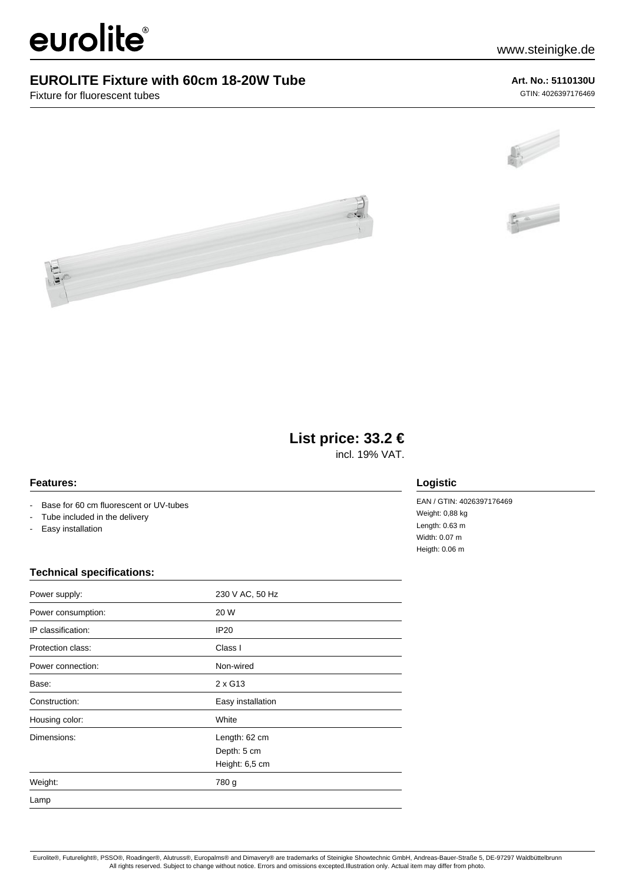eurolite®

www.steinigke.de

# EUROLITE Fixture with 60cm 18-20W Tube

Fixture for fluorescent tubes

**Art. No.: 5110130U**

GTIN: 4026397176469

**List price: 33.2 €**

incl. 19% VAT.

## Features:

- Base for 60 cm fluorescent or UV-tubes
- Tube included in the delivery
- Easy installation

## Logistic

EAN / GTIN: 4026397176469
Weight: 0,88 kg
Length: 0.63 m
Width: 0.07 m
Heigth: 0.06 m

## Technical specifications:

| | |
|---|---|
| Power supply: | 230 V AC, 50 Hz |
| Power consumption: | 20 W |
| IP classification: | IP20 |
| Protection class: | Class I |
| Power connection: | Non-wired |
| Base: | 2 x G13 |
| Construction: | Easy installation |
| Housing color: | White |
| Dimensions: | Length: 62 cm<br>Depth: 5 cm<br>Height: 6,5 cm |
| Weight: | 780 g |
| Lamp | |

Eurolite®, Futurelight®, PSSO®, Roadinger®, Alutruss®, Europalms® and Dimavery® are trademarks of Steinigke Showtechnic GmbH, Andreas-Bauer-Straße 5, DE-97297 Waldbüttelbrunn
All rights reserved. Subject to change without notice. Errors and omissions excepted.Illustration only. Actual item may differ from photo.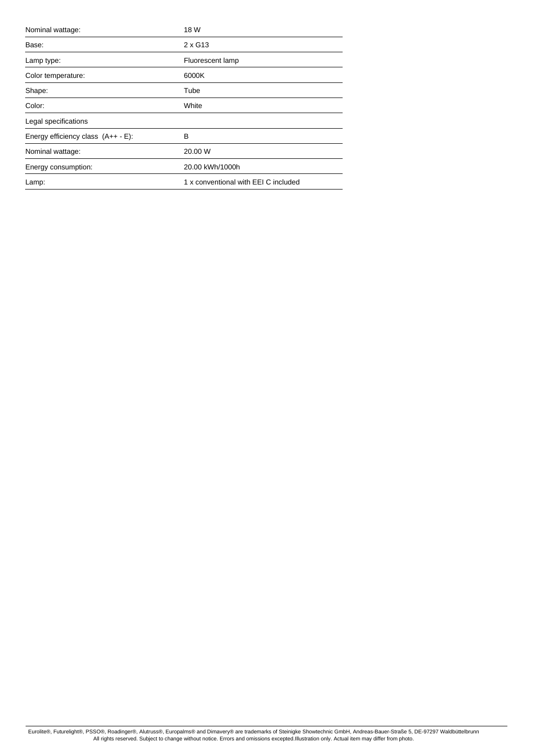| | |
|---|---|
| Nominal wattage: | 18 W |
| Base: | 2 x G13 |
| Lamp type: | Fluorescent lamp |
| Color temperature: | 6000K |
| Shape: | Tube |
| Color: | White |
| Legal specifications | |
| Energy efficiency class  (A++ - E): | B |
| Nominal wattage: | 20.00 W |
| Energy consumption: | 20.00 kWh/1000h |
| Lamp: | 1 x conventional with EEI C included |

Eurolite®, Futurelight®, PSSO®, Roadinger®, Alutruss®, Europalms® and Dimavery® are trademarks of Steinigke Showtechnic GmbH, Andreas-Bauer-Straße 5, DE-97297 Waldbüttelbrunn
All rights reserved. Subject to change without notice. Errors and omissions excepted.Illustration only. Actual item may differ from photo.